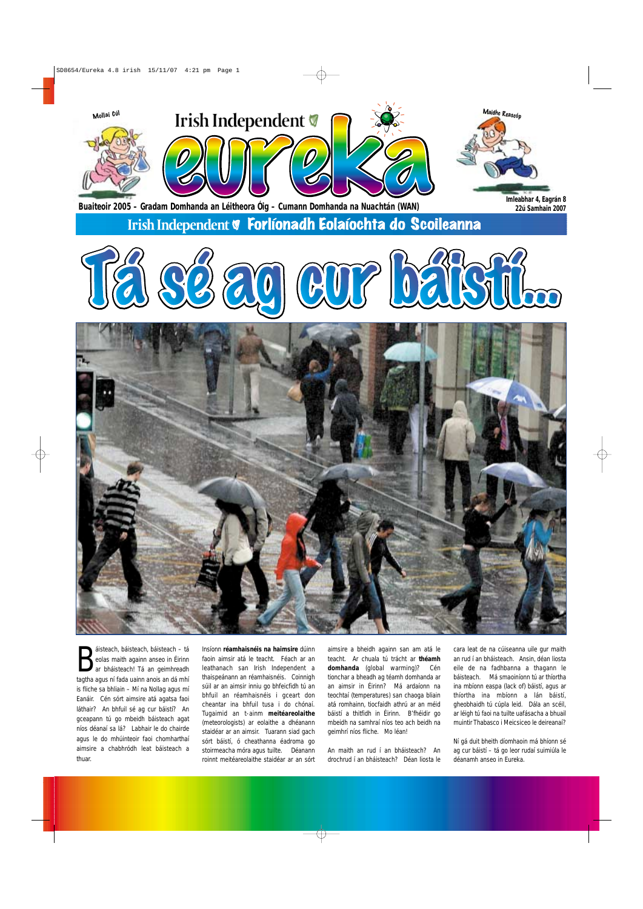Mollaí Cúl

# Irish Independent eureka

Maidhc Reascóp

Buaiteoir 2005 – Gradam Domhanda an Léitheora Óig – Cumann Domhanda na Nuachtán (WAN)

Imleabhar 4, Eagrán 8
22ú Samhain 2007

## Irish Independent Forlíonadh Eolaíochta do Scoileanna

# Tá sé ag cur báistí...

Báisteach, báisteach, báisteach – tá eolas maith againn anseo in Éirinn ar bháisteach! Tá an geimhreadh tagtha agus ní fada uainn anois an dá mhí is fliche sa bhliain – Mí na Nollag agus mí Eanáir. Cén sórt aimsire atá agatsa faoi láthair? An bhfuil sé ag cur báistí? An gceapann tú go mbeidh báisteach agat níos déanaí sa lá? Labhair le do chairde agus le do mhúinteoir faoi chomharthaí aimsire a chabhródh leat báisteach a thuar.

Insíonn **réamhaisnéis na haimsire** dúinn faoin aimsir atá le teacht. Féach ar an leathanach san Irish Independent a thaispeánann an réamhaisnéis. Coinnigh súil ar an aimsir inniu go bhfeicfidh tú an bhfuil an réamhaisnéis i gceart don cheantar ina bhfuil tusa i do chónaí. Tugaimid an t-ainm **meitéareolaithe** (meteorologists) ar eolaithe a dhéanann staidéar ar an aimsir. Tuarann siad gach sórt báistí, ó cheathanna éadroma go stoirmeacha móra agus tuilte. Déanann roinnt meitéareolaithe staidéar ar an sórt aimsire a bheidh againn san am atá le teacht. Ar chuala tú trácht ar **théamh domhanda** (global warming)? Cén tionchar a bheadh ag téamh domhanda ar an aimsir in Éirinn? Má ardaíonn na teochtaí (temperatures) san chaoga bliain atá romhainn, tiocfaidh athrú ar an méid báistí a thitfidh in Éirinn. B'fhéidir go mbeidh na samhraí níos teo ach beidh na geimhrí níos fliche. Mo léan!

An maith an rud í an bháisteach? An drochrud í an bháisteach? Déan liosta le cara leat de na cúiseanna uile gur maith an rud í an bháisteach. Ansin, déan liosta eile de na fadhbanna a thagann le báisteach. Má smaoiníonn tú ar thíortha ina mbíonn easpa (lack of) báistí, agus ar thíortha ina mbíonn a lán báistí, gheobhaidh tú cúpla leid. Dála an scéil, ar léigh tú faoi na tuilte uafásacha a bhuail muintir Thabasco i Meicsiceo le deireanaí?

Ní gá duit bheith díomhaoin má bhíonn sé ag cur báistí – tá go leor rudaí suimiúla le déanamh anseo in Eureka.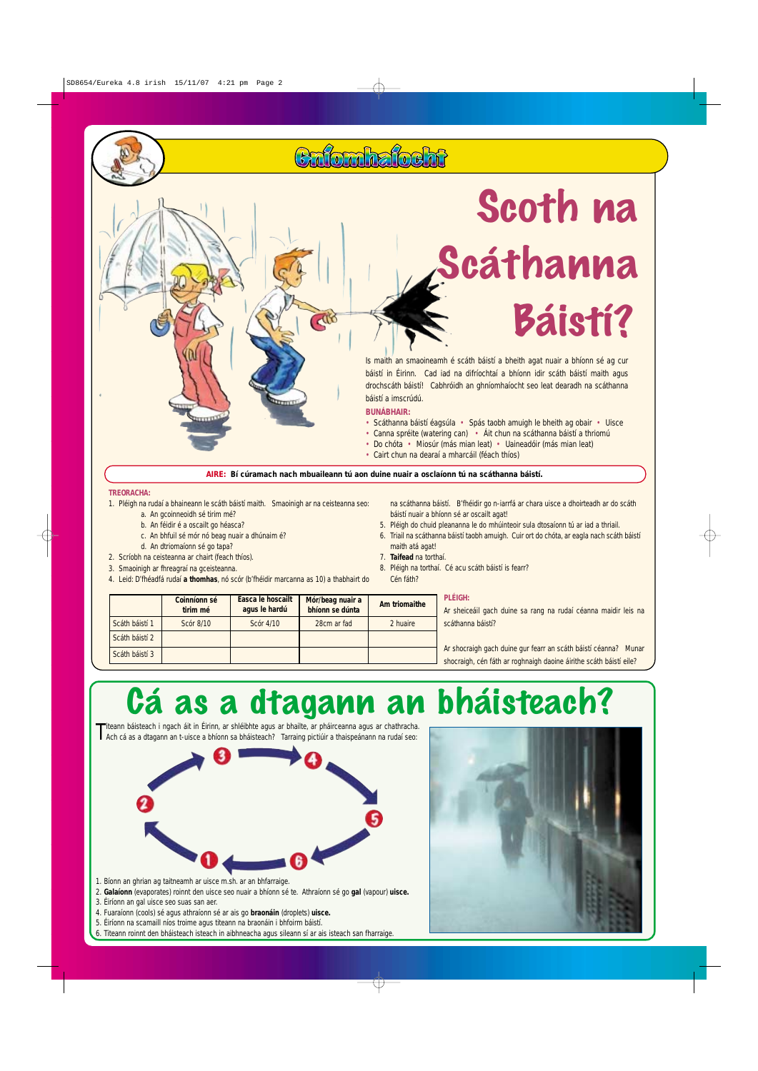# Gníomhaíocht

# Scoth na Scáthanna Báistí?

Is maith an smaoineamh é scáth báistí a bheith agat nuair a bhíonn sé ag cur báistí in Éirinn. Cad iad na difríochtaí a bhíonn idir scáth báistí maith agus drochscáth báistí! Cabhróidh an ghníomhaíocht seo leat dearadh na scáthanna báistí a imscrúdú.

**BUNÁBHAIR:**

- Scáthanna báistí éagsúla
- Spás taobh amuigh le bheith ag obair
- Uisce
- Canna spréite (watering can)
- Áit chun na scáthanna báistí a thriomú
- Do chóta
- Miosúr (más mian leat)
- Uaineadóir (más mian leat)
- Cairt chun na dearaí a mharcáil (féach thíos)

**AIRE: Bí cúramach nach mbuaileann tú aon duine nuair a osclaíonn tú na scáthanna báistí.**

**TREORACHA:**

1. Pléigh na rudaí a bhaineann le scáth báistí maith. Smaoinigh ar na ceisteanna seo:
   a. An gcoinneoidh sé tirim mé?
   b. An féidir é a oscailt go héasca?
   c. An bhfuil sé mór nó beag nuair a dhúnaim é?
   d. An dtriomaíonn sé go tapa?
2. Scríobh na ceisteanna ar chairt (feach thíos).
3. Smaoinigh ar fhreagraí na gceisteanna.
4. Leid: D'fhéadfá rudaí **a thomhas**, nó scór (b'fhéidir marcanna as 10) a thabhairt do na scáthanna báistí. B'fhéidir go n-iarrfá ar chara uisce a dhoirteadh ar do scáth báistí nuair a bhíonn sé ar oscailt agat!
5. Pléigh do chuid pleananna le do mhúinteoir sula dtosaíonn tú ar iad a thriail.
6. Triail na scáthanna báistí taobh amuigh. Cuir ort do chóta, ar eagla nach scáth báistí maith atá agat!
7. **Taifead** na torthaí.
8. Pléigh na torthaí. Cé acu scáth báistí is fearr? Cén fáth?

| | Coinníonn sé tirim mé | Éasca le hoscailt agus le hardú | Mór/beag nuair a bhíonn se dúnta | Am triomaithe |
|---|---|---|---|---|
| Scáth báistí 1 | Scór 8/10 | Scór 4/10 | 28cm ar fad | 2 huaire |
| Scáth báistí 2 | | | | |
| Scáth báistí 3 | | | | |

**PLÉIGH:**

Ar sheiceáil gach duine sa rang na rudaí céanna maidir leis na scáthanna báistí?

Ar shocraigh gach duine gur fearr an scáth báistí céanna? Munar shocraigh, cén fáth ar roghnaigh daoine áirithe scáth báistí eile?

# Cá as a dtagann an bháisteach?

Titeann báisteach i ngach áit in Éirinn, ar shléibhte agus ar bhailte, ar pháirceanna agus ar chathracha. Ach cá as a dtagann an t-uisce a bhíonn sa bháisteach? Tarraing pictiúir a thaispeánann na rudaí seo:

1. Bíonn an ghrian ag taitneamh ar uisce m.sh. ar an bhfarraige.
2. **Galaíonn** (evaporates) roinnt den uisce seo nuair a bhíonn sé te. Athraíonn sé go **gal** (vapour) **uisce.**
3. Éiríonn an gal uisce seo suas san aer.
4. Fuaraíonn (cools) sé agus athraíonn sé ar ais go **braonáin** (droplets) **uisce.**
5. Éiríonn na scamaill níos troime agus titeann na braonáin i bhfoirm báistí.
6. Titeann roinnt den bháisteach isteach in aibhneacha agus sileann sí ar ais isteach san fharraige.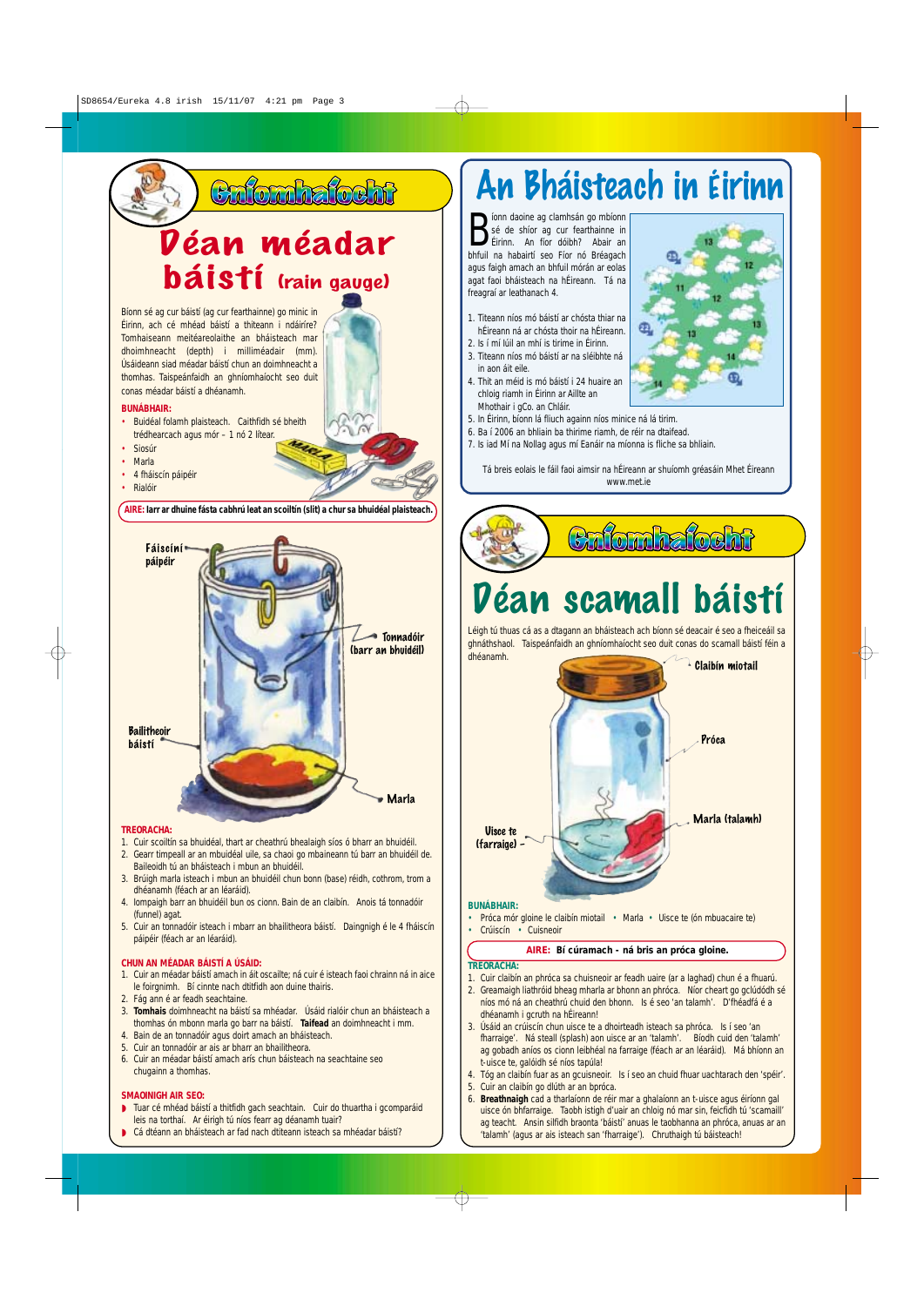## Gníomhaíocht

# Déan méadar báistí (rain gauge)

Bíonn sé ag cur báistí (ag cur fearthainne) go minic in Éirinn, ach cé mhéad báistí a thiteann i ndáiríre? Tomhaiseann meitéareolaithe an bháisteach mar dhoimhneacht (depth) i milliméadair (mm). Úsáideann siad méadar báistí chun an doimhneacht a thomhas. Taispeánfaidh an ghníomhaíocht seo duit conas méadar báistí a dhéanamh.

**BUNÁBHAIR:**

- Buidéal folamh plaisteach. Caithfidh sé bheith trédhearcach agus mór – 1 nó 2 lítear.
- Siosúr
- Marla
- 4 fháiscín páipéir
- Rialóir

**AIRE:** Iarr ar dhuine fásta cabhrú leat an scoiltín (slit) a chur sa bhuidéal plaisteach.

Fáiscíní páipéir

Tonnadóir (barr an bhuidéil)

Bailitheoir báistí

Marla

**TREORACHA:**

1. Cuir scoiltín sa bhuidéal, thart ar cheathrú bhealaigh síos ó bharr an bhuidéil.
2. Gearr timpeall ar an mbuidéal uile, sa chaoi go mbaineann tú barr an bhuidéil de. Baileoidh tú an bháisteach i mbun an bhuidéil.
3. Brúigh marla isteach i mbun an bhuidéil chun bonn (base) réidh, cothrom, trom a dhéanamh (féach ar an léaráid).
4. Iompaigh barr an bhuidéil bun os cionn. Bain de an claibín. Anois tá tonnadóir (funnel) agat.
5. Cuir an tonnadóir isteach i mbarr an bhailitheora báistí. Daingnigh é le 4 fháiscín páipéir (féach ar an léaráid).

**CHUN AN MÉADAR BÁISTÍ A ÚSÁID:**

1. Cuir an méadar báistí amach in áit oscailte; ná cuir é isteach faoi chrainn ná in aice le foirgnimh. Bí cinnte nach dtitfidh aon duine thairis.
2. Fág ann é ar feadh seachtaine.
3. **Tomhais** doimhneacht na báistí sa mhéadar. Úsáid rialóir chun an bháisteach a thomhas ón mbonn marla go barr na báistí. **Taifead** an doimhneacht i mm.
4. Bain de an tonnadóir agus doirt amach an bháisteach.
5. Cuir an tonnadóir ar ais ar bharr an bhailitheora.
6. Cuir an méadar báistí amach arís chun báisteach na seachtaine seo chugainn a thomhas.

**SMAOINIGH AIR SEO:**

- Tuar cé mhéad báistí a thitfidh gach seachtain. Cuir do thuartha i gcomparáid leis na torthaí. Ar éirigh tú níos fearr ag déanamh tuair?
- Cá dtéann an bháisteach ar fad nach dtiteann isteach sa mhéadar báistí?

# An Bháisteach in Éirinn

Bíonn daoine ag clamhsán go mbíonn sé de shíor ag cur fearthainne in Éirinn. An fíor dóibh? Abair an bhfuil na habairtí seo Fíor nó Bréagach agus faigh amach an bhfuil mórán ar eolas agat faoi bháisteach na hÉireann. Tá na freagraí ar leathanach 4.

1. Titeann níos mó báistí ar chósta thiar na hÉireann ná ar chósta thoir na hÉireann.
2. Is í mí Iúil an mhí is tirime in Éirinn.
3. Titeann níos mó báistí ar na sléibhte ná in aon áit eile.
4. Thit an méid is mó báistí i 24 huaire an chloig riamh in Éirinn ar Aillte an Mhothair i gCo. an Chláir.
5. In Éirinn, bíonn lá fliuch againn níos minice ná lá tirim.
6. Ba í 2006 an bhliain ba thirime riamh, de réir na dtaifead.
7. Is iad Mí na Nollag agus mí Eanáir na míonna is fliche sa bhliain.

Tá breis eolais le fáil faoi aimsir na hÉireann ar shuíomh gréasáin Mhet Éireann www.met.ie

## Gníomhaíocht

# Déan scamall báistí

Léigh tú thuas cá as a dtagann an bháisteach ach bíonn sé deacair é seo a fheiceáil sa ghnáthshaol. Taispeánfaidh an ghníomhaíocht seo duit conas do scamall báistí féin a dhéanamh.

Claibín miotail

Próca

Marla (talamh)

Uisce te (farraige)

**BUNÁBHAIR:**

- Próca mór gloine le claibín miotail
- Marla
- Uisce te (ón mbuacaire te)
- Crúiscín
- Cuisneoir

**AIRE: Bí cúramach - ná bris an próca gloine.**

**TREORACHA:**

1. Cuir claibín an phróca sa chuisneoir ar feadh uaire (ar a laghad) chun é a fhuarú.
2. Greamaigh liathróid bheag mharla ar bhonn an phróca. Níor cheart go gclúdódh sé níos mó ná an cheathrú chuid den bhonn. Is é seo 'an talamh'. D'fhéadfá é a dhéanamh i gcruth na hÉireann!
3. Úsáid an crúiscín chun uisce te a dhoirteadh isteach sa phróca. Is í seo 'an fharraige'. Ná steall (splash) aon uisce ar an 'talamh'. Bíodh cuid den 'talamh' ag gobadh aníos os cionn leibhéal na farraige (féach ar an léaráid). Má bhíonn an t-uisce te, galóidh sé níos tapúla!
4. Tóg an claibín fuar as an gcuisneoir. Is í seo an chuid fhuar uachtarach den 'spéir'.
5. Cuir an claibín go dlúth ar an bpróca.
6. **Breathnaigh** cad a tharlaíonn de réir mar a ghalaíonn an t-uisce agus éiríonn gal uisce ón bhfarraige. Taobh istigh d'uair an chloig nó mar sin, feicfidh tú 'scamaill' ag teacht. Ansin silfidh braonta 'báistí' anuas le taobhanna an phróca, anuas ar an 'talamh' (agus ar ais isteach san 'fharraige'). Chruthaigh tú báisteach!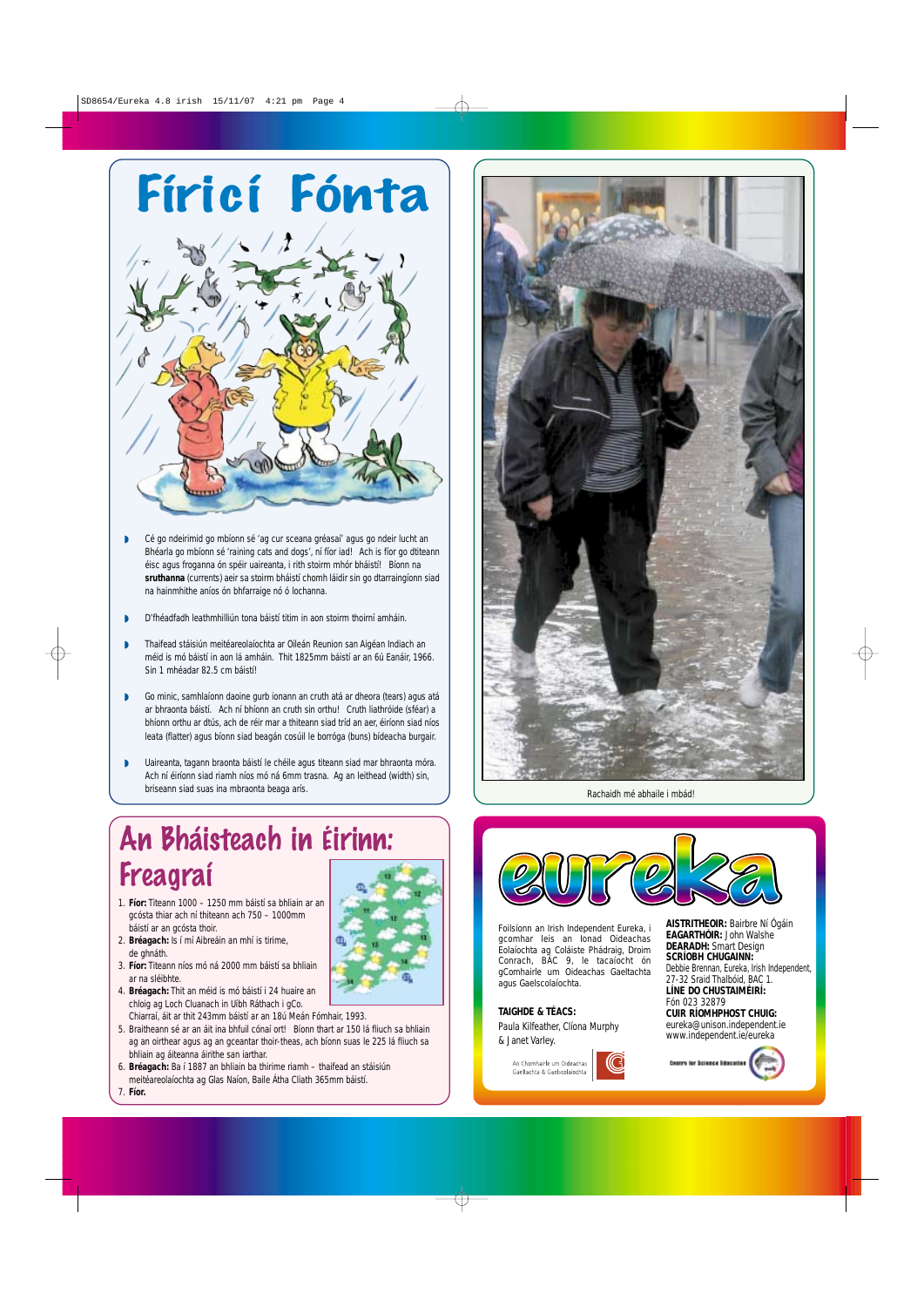# Fíricí Fónta

- Cé go ndeirimid go mbíonn sé 'ag cur sceana gréasaí' agus go ndeir lucht an Bhéarla go mbíonn sé 'raining cats and dogs', ní fíor iad! Ach is fíor go dtiteann éisc agus froganna ón spéir uaireanta, i rith stoirm mhór bháistí! Bíonn na **sruthanna** (currents) aeir sa stoirm bháistí chomh láidir sin go dtarraingíonn siad na hainmhithe aníos ón bhfarraige nó ó lochanna.
- D'fhéadfadh leathmhilliún tona báistí titim in aon stoirm thoirní amháin.
- Thaifead stáisiún meitéareolaíochta ar Oileán Reunion san Aigéan Indiach an méid is mó báistí in aon lá amháin. Thit 1825mm báistí ar an 6ú Eanáir, 1966. Sin 1 mhéadar 82.5 cm báistí!
- Go minic, samhlaíonn daoine gurb ionann an cruth atá ar dheora (tears) agus atá ar bhraonta báistí. Ach ní bhíonn an cruth sin orthu! Cruth liathróide (sféar) a bhíonn orthu ar dtús, ach de réir mar a thiteann siad tríd an aer, éiríonn siad níos leata (flatter) agus bíonn siad beagán cosúil le borróga (buns) bídeacha burgair.
- Uaireanta, tagann braonta báistí le chéile agus titeann siad mar bhraonta móra. Ach ní éiríonn siad riamh níos mó ná 6mm trasna. Ag an leithead (width) sin, briseann siad suas ina mbraonta beaga arís.

Rachaidh mé abhaile i mbád!

## An Bháisteach in Éirinn: Freagraí

1. **Fíor:** Titeann 1000 – 1250 mm báistí sa bhliain ar an gcósta thiar ach ní thiteann ach 750 – 1000mm báistí ar an gcósta thoir.
2. **Bréagach:** Is í mí Aibreáin an mhí is tirime, de ghnáth.
3. **Fíor:** Titeann níos mó ná 2000 mm báistí sa bhliain ar na sléibhte.
4. **Bréagach:** Thit an méid is mó báistí i 24 huaire an chloig ag Loch Cluanach in Uíbh Ráthach i gCo. Chiarraí, áit ar thit 243mm báistí ar an 18ú Meán Fómhair, 1993.
5. Braitheann sé ar an áit ina bhfuil cónaí ort! Bíonn thart ar 150 lá fliuch sa bhliain ag an oirthear agus ag an gceantar thoir-theas, ach bíonn suas le 225 lá fliuch sa bhliain ag áiteanna áirithe san iarthar.
6. **Bréagach:** Ba í 1887 an bhliain ba thirime riamh – thaifead an stáisiún meitéareolaíochta ag Glas Naíon, Baile Átha Cliath 365mm báistí.
7. **Fíor.**

# eureka

Foilsíonn an Irish Independent Eureka, i gcomhar leis an Ionad Oideachas Eolaíochta ag Coláiste Phádraig, Droim Conrach, BÁC 9, le tacaíocht ón gComhairle um Oideachas Gaeltachta agus Gaelscolaíochta.

**TAIGHDE & TÉACS:**
Paula Kilfeather, Clíona Murphy & Janet Varley.

An Chomhairle um Oideachas Gaeltachta & Gaelscolaíochta

**AISTRITHEOIR:** Bairbre Ní Ógáin
**EAGARTHÓIR:** John Walshe
**DEARADH:** Smart Design
**SCRÍOBH CHUGAINN:**
Debbie Brennan, Eureka, Irish Independent, 27-32 Sraid Thalbóid, BAC 1.
**LÍNE DO CHUSTAIMÉIRÍ:**
Fón 023 32879
**CUIR RÍOMHPHOST CHUIG:**
eureka@unison.independent.ie
www.independent.ie/eureka

Centre for Science Education